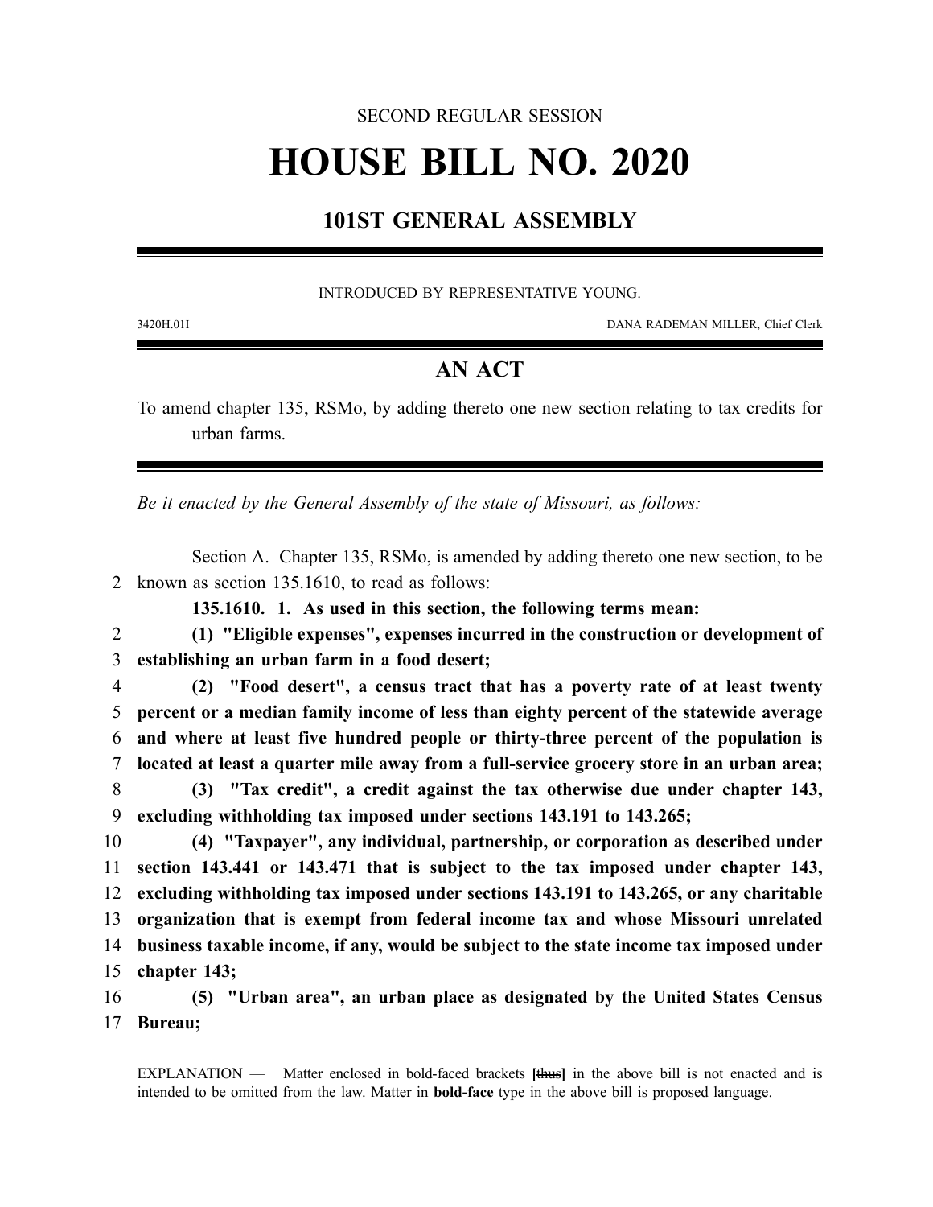SECOND REGULAR SESSION

# HOUSE BILL NO. 2020

## 101ST GENERAL ASSEMBLY

INTRODUCED BY REPRESENTATIVE YOUNG.

3420H.01I DANA RADEMAN MILLER, Chief Clerk

## AN ACT

To amend chapter 135, RSMo, by adding thereto one new section relating to tax credits for urban farms.

*Be it enacted by the General Assembly of the state of Missouri, as follows:*

Section A. Chapter 135, RSMo, is amended by adding thereto one new section, to be known as section 135.1610, to read as follows:

**135.1610. 1. As used in this section, the following terms mean:**

**(1) "Eligible expenses", expenses incurred in the construction or development of establishing an urban farm in a food desert;**

**(2) "Food desert", a census tract that has a poverty rate of at least twenty percent or a median family income of less than eighty percent of the statewide average and where at least five hundred people or thirty-three percent of the population is located at least a quarter mile away from a full-service grocery store in an urban area;**

**(3) "Tax credit", a credit against the tax otherwise due under chapter 143, excluding withholding tax imposed under sections 143.191 to 143.265;**

**(4) "Taxpayer", any individual, partnership, or corporation as described under section 143.441 or 143.471 that is subject to the tax imposed under chapter 143, excluding withholding tax imposed under sections 143.191 to 143.265, or any charitable organization that is exempt from federal income tax and whose Missouri unrelated business taxable income, if any, would be subject to the state income tax imposed under chapter 143;**

**(5) "Urban area", an urban place as designated by the United States Census Bureau;**

EXPLANATION — Matter enclosed in bold-faced brackets **[~~thus~~]** in the above bill is not enacted and is intended to be omitted from the law. Matter in **bold-face** type in the above bill is proposed language.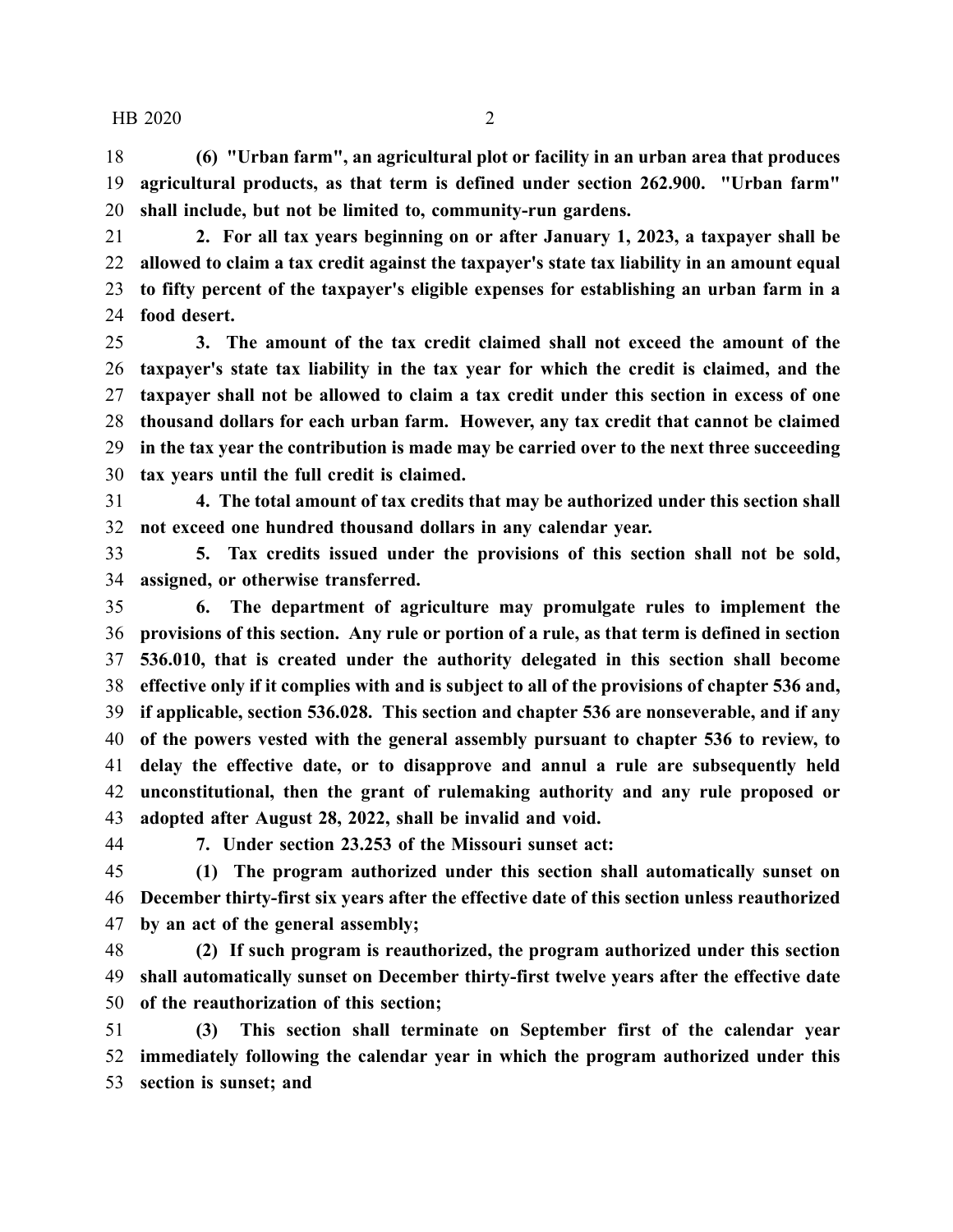**(6) "Urban farm", an agricultural plot or facility in an urban area that produces agricultural products, as that term is defined under section 262.900. "Urban farm" shall include, but not be limited to, community-run gardens.**

**2. For all tax years beginning on or after January 1, 2023, a taxpayer shall be allowed to claim a tax credit against the taxpayer's state tax liability in an amount equal to fifty percent of the taxpayer's eligible expenses for establishing an urban farm in a food desert.**

**3. The amount of the tax credit claimed shall not exceed the amount of the taxpayer's state tax liability in the tax year for which the credit is claimed, and the taxpayer shall not be allowed to claim a tax credit under this section in excess of one thousand dollars for each urban farm. However, any tax credit that cannot be claimed in the tax year the contribution is made may be carried over to the next three succeeding tax years until the full credit is claimed.**

**4. The total amount of tax credits that may be authorized under this section shall not exceed one hundred thousand dollars in any calendar year.**

**5. Tax credits issued under the provisions of this section shall not be sold, assigned, or otherwise transferred.**

**6. The department of agriculture may promulgate rules to implement the provisions of this section. Any rule or portion of a rule, as that term is defined in section 536.010, that is created under the authority delegated in this section shall become effective only if it complies with and is subject to all of the provisions of chapter 536 and, if applicable, section 536.028. This section and chapter 536 are nonseverable, and if any of the powers vested with the general assembly pursuant to chapter 536 to review, to delay the effective date, or to disapprove and annul a rule are subsequently held unconstitutional, then the grant of rulemaking authority and any rule proposed or adopted after August 28, 2022, shall be invalid and void.**

**7. Under section 23.253 of the Missouri sunset act:**

**(1) The program authorized under this section shall automatically sunset on December thirty-first six years after the effective date of this section unless reauthorized by an act of the general assembly;**

**(2) If such program is reauthorized, the program authorized under this section shall automatically sunset on December thirty-first twelve years after the effective date of the reauthorization of this section;**

**(3) This section shall terminate on September first of the calendar year immediately following the calendar year in which the program authorized under this section is sunset; and**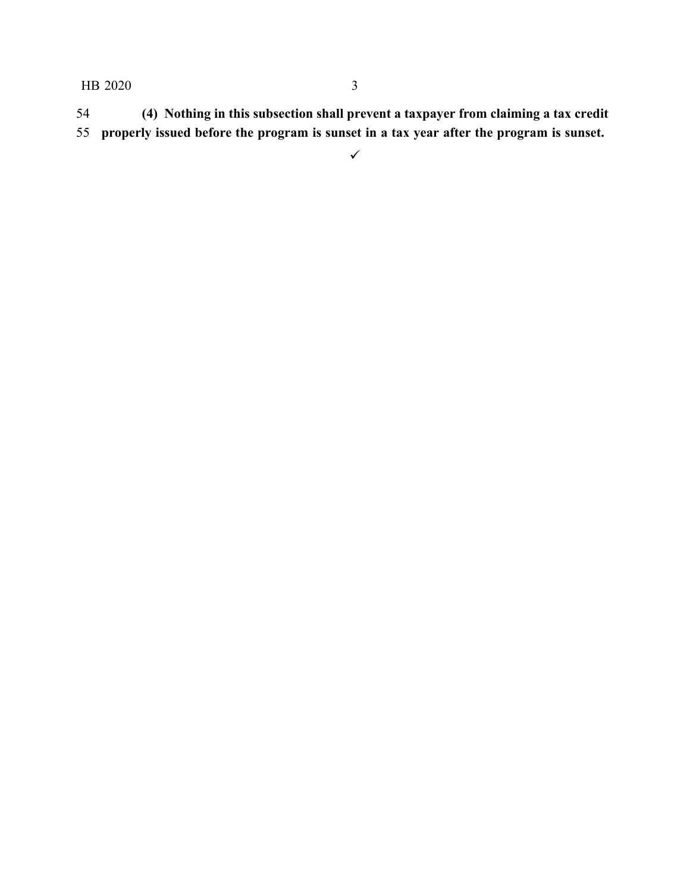54 **(4) Nothing in this subsection shall prevent a taxpayer from claiming a tax credit**
55 **properly issued before the program is sunset in a tax year after the program is sunset.**

✓